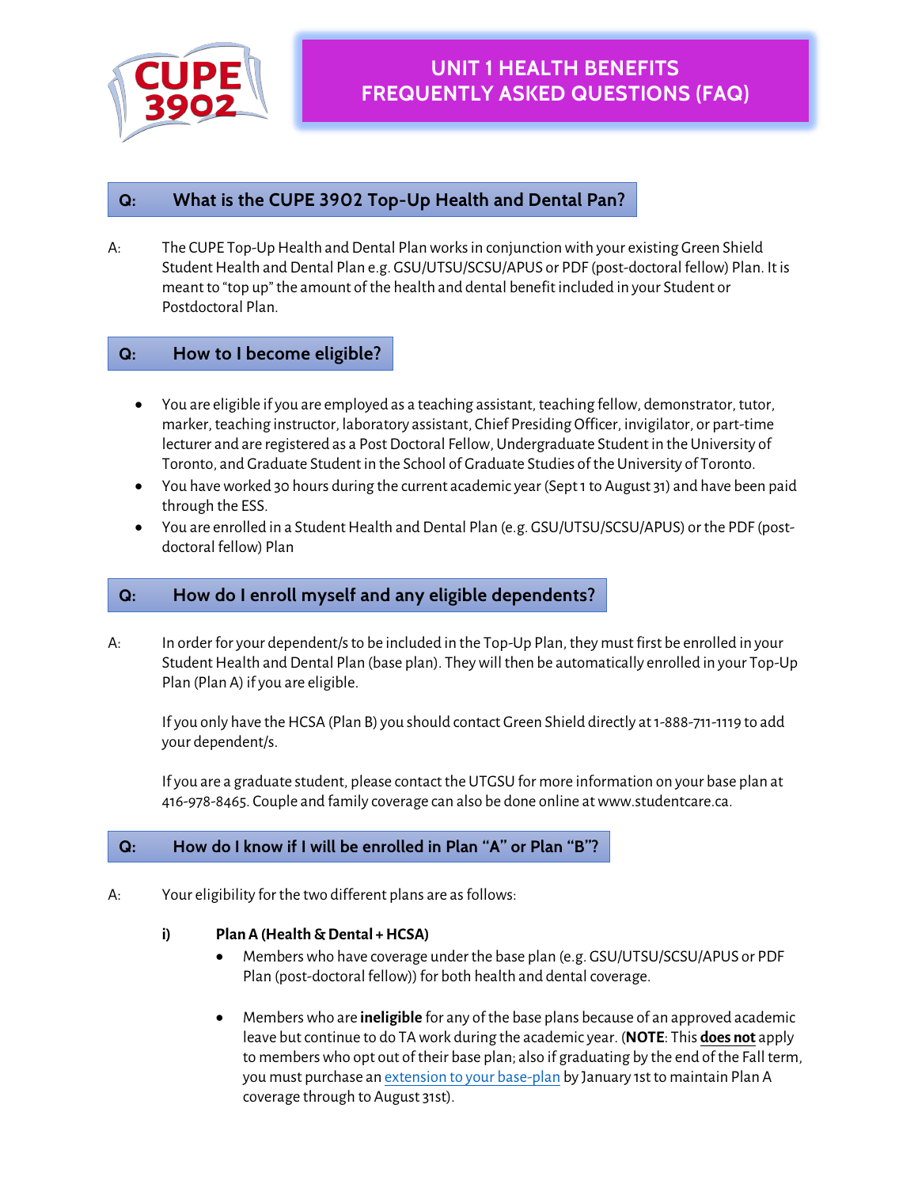# UNIT 1 HEALTH BENEFITS FREQUENTLY ASKED QUESTIONS (FAQ)

## Q: What is the CUPE 3902 Top-Up Health and Dental Pan?

A: The CUPE Top-Up Health and Dental Plan works in conjunction with your existing Green Shield Student Health and Dental Plan e.g. GSU/UTSU/SCSU/APUS or PDF (post-doctoral fellow) Plan. It is meant to "top up" the amount of the health and dental benefit included in your Student or Postdoctoral Plan.

## Q: How to I become eligible?

- You are eligible if you are employed as a teaching assistant, teaching fellow, demonstrator, tutor, marker, teaching instructor, laboratory assistant, Chief Presiding Officer, invigilator, or part-time lecturer and are registered as a Post Doctoral Fellow, Undergraduate Student in the University of Toronto, and Graduate Student in the School of Graduate Studies of the University of Toronto.
- You have worked 30 hours during the current academic year (Sept 1 to August 31) and have been paid through the ESS.
- You are enrolled in a Student Health and Dental Plan (e.g. GSU/UTSU/SCSU/APUS) or the PDF (post-doctoral fellow) Plan

## Q: How do I enroll myself and any eligible dependents?

A: In order for your dependent/s to be included in the Top-Up Plan, they must first be enrolled in your Student Health and Dental Plan (base plan). They will then be automatically enrolled in your Top-Up Plan (Plan A) if you are eligible.

If you only have the HCSA (Plan B) you should contact Green Shield directly at 1-888-711-1119 to add your dependent/s.

If you are a graduate student, please contact the UTGSU for more information on your base plan at 416-978-8465. Couple and family coverage can also be done online at www.studentcare.ca.

## Q: How do I know if I will be enrolled in Plan "A" or Plan "B"?

A: Your eligibility for the two different plans are as follows:

**i) Plan A (Health & Dental + HCSA)**

- Members who have coverage under the base plan (e.g. GSU/UTSU/SCSU/APUS or PDF Plan (post-doctoral fellow)) for both health and dental coverage.
- Members who are **ineligible** for any of the base plans because of an approved academic leave but continue to do TA work during the academic year. (**NOTE**: This **does not** apply to members who opt out of their base plan; also if graduating by the end of the Fall term, you must purchase an extension to your base-plan by January 1st to maintain Plan A coverage through to August 31st).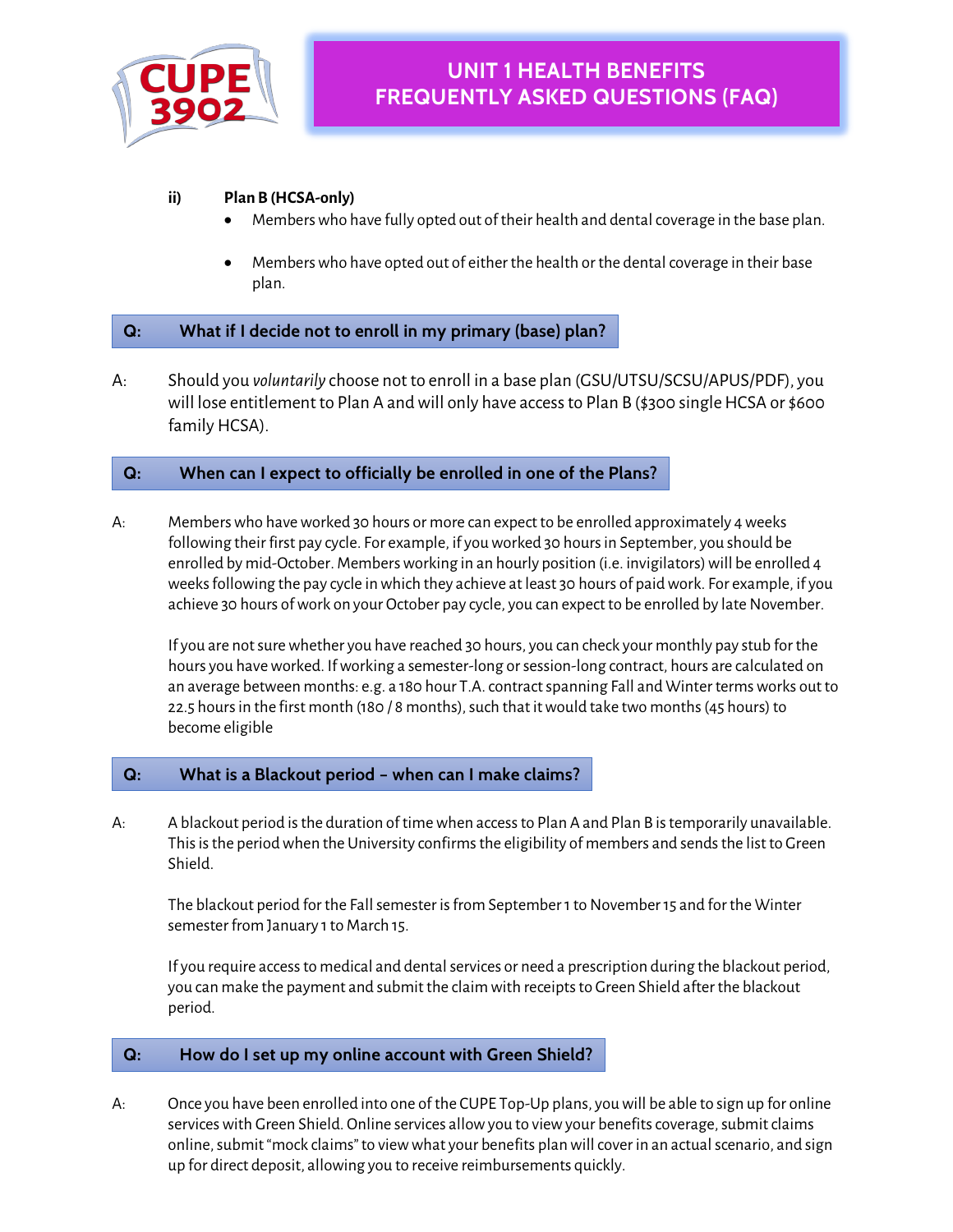ii) **Plan B (HCSA-only)**

- Members who have fully opted out of their health and dental coverage in the base plan.
- Members who have opted out of either the health or the dental coverage in their base plan.

**Q: What if I decide not to enroll in my primary (base) plan?**

A: Should you *voluntarily* choose not to enroll in a base plan (GSU/UTSU/SCSU/APUS/PDF), you will lose entitlement to Plan A and will only have access to Plan B ($300 single HCSA or $600 family HCSA).

**Q: When can I expect to officially be enrolled in one of the Plans?**

A: Members who have worked 30 hours or more can expect to be enrolled approximately 4 weeks following their first pay cycle. For example, if you worked 30 hours in September, you should be enrolled by mid-October. Members working in an hourly position (i.e. invigilators) will be enrolled 4 weeks following the pay cycle in which they achieve at least 30 hours of paid work. For example, if you achieve 30 hours of work on your October pay cycle, you can expect to be enrolled by late November.

If you are not sure whether you have reached 30 hours, you can check your monthly pay stub for the hours you have worked. If working a semester-long or session-long contract, hours are calculated on an average between months: e.g. a 180 hour T.A. contract spanning Fall and Winter terms works out to 22.5 hours in the first month (180 / 8 months), such that it would take two months (45 hours) to become eligible

**Q: What is a Blackout period – when can I make claims?**

A: A blackout period is the duration of time when access to Plan A and Plan B is temporarily unavailable. This is the period when the University confirms the eligibility of members and sends the list to Green Shield.

The blackout period for the Fall semester is from September 1 to November 15 and for the Winter semester from January 1 to March 15.

If you require access to medical and dental services or need a prescription during the blackout period, you can make the payment and submit the claim with receipts to Green Shield after the blackout period.

**Q: How do I set up my online account with Green Shield?**

A: Once you have been enrolled into one of the CUPE Top-Up plans, you will be able to sign up for online services with Green Shield. Online services allow you to view your benefits coverage, submit claims online, submit "mock claims" to view what your benefits plan will cover in an actual scenario, and sign up for direct deposit, allowing you to receive reimbursements quickly.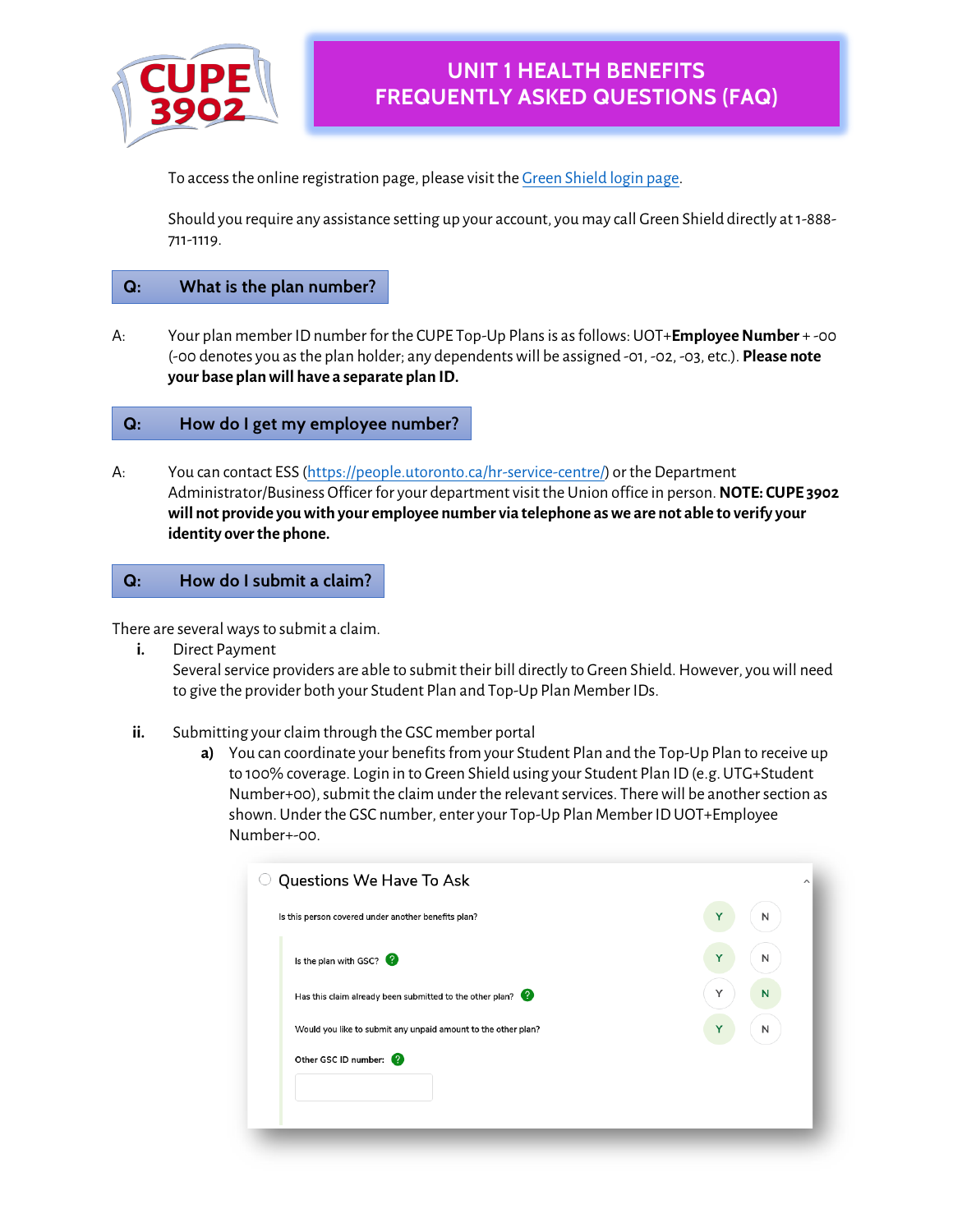# UNIT 1 HEALTH BENEFITS FREQUENTLY ASKED QUESTIONS (FAQ)

To access the online registration page, please visit the Green Shield login page.

Should you require any assistance setting up your account, you may call Green Shield directly at 1-888-711-1119.

## Q: What is the plan number?

A: Your plan member ID number for the CUPE Top-Up Plans is as follows: UOT+**Employee Number** + -00 (-00 denotes you as the plan holder; any dependents will be assigned -01, -02, -03, etc.). **Please note your base plan will have a separate plan ID.**

## Q: How do I get my employee number?

A: You can contact ESS (https://people.utoronto.ca/hr-service-centre/) or the Department Administrator/Business Officer for your department visit the Union office in person. **NOTE: CUPE 3902 will not provide you with your employee number via telephone as we are not able to verify your identity over the phone.**

## Q: How do I submit a claim?

There are several ways to submit a claim.

**i.** Direct Payment
Several service providers are able to submit their bill directly to Green Shield. However, you will need to give the provider both your Student Plan and Top-Up Plan Member IDs.

**ii.** Submitting your claim through the GSC member portal

**a)** You can coordinate your benefits from your Student Plan and the Top-Up Plan to receive up to 100% coverage. Login in to Green Shield using your Student Plan ID (e.g. UTG+Student Number+00), submit the claim under the relevant services. There will be another section as shown. Under the GSC number, enter your Top-Up Plan Member ID UOT+Employee Number+-00.

Questions We Have To Ask

| | Y | N |
|---|---|---|
| Is this person covered under another benefits plan? | Y | |
| Is the plan with GSC? | Y | |
| Has this claim already been submitted to the other plan? | | N |
| Would you like to submit any unpaid amount to the other plan? | Y | |

Other GSC ID number: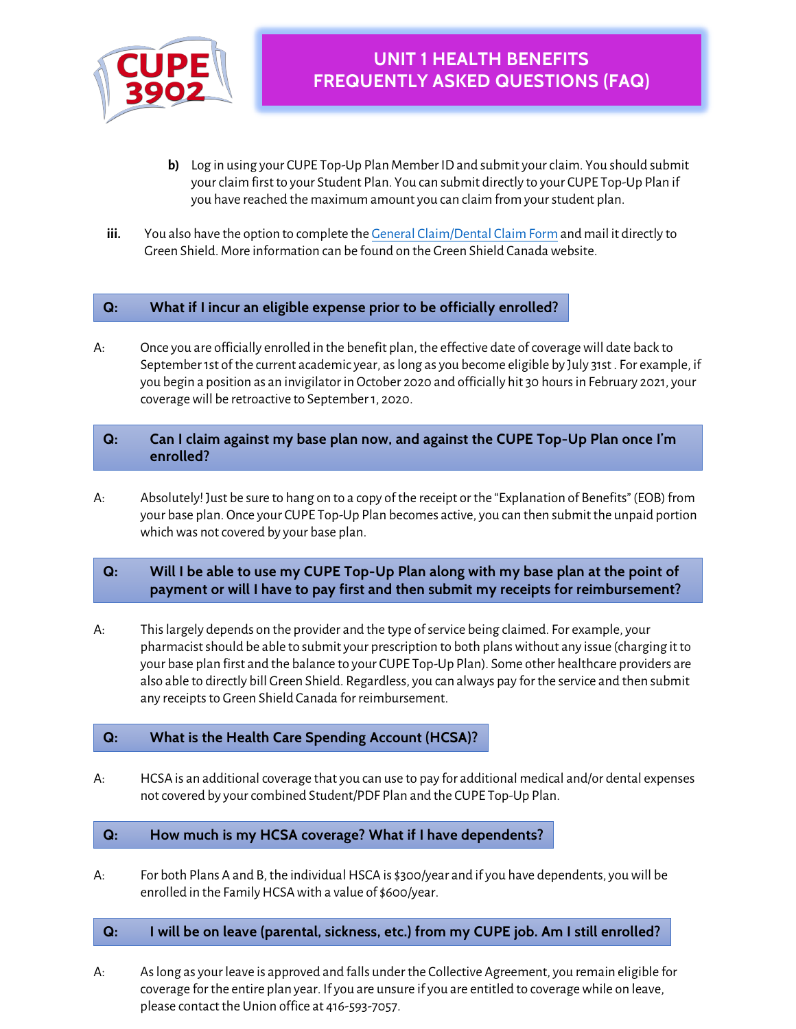b) Log in using your CUPE Top-Up Plan Member ID and submit your claim. You should submit your claim first to your Student Plan. You can submit directly to your CUPE Top-Up Plan if you have reached the maximum amount you can claim from your student plan.

iii. You also have the option to complete the General Claim/Dental Claim Form and mail it directly to Green Shield. More information can be found on the Green Shield Canada website.

**Q: What if I incur an eligible expense prior to be officially enrolled?**

A: Once you are officially enrolled in the benefit plan, the effective date of coverage will date back to September 1st of the current academic year, as long as you become eligible by July 31st . For example, if you begin a position as an invigilator in October 2020 and officially hit 30 hours in February 2021, your coverage will be retroactive to September 1, 2020.

**Q: Can I claim against my base plan now, and against the CUPE Top-Up Plan once I'm enrolled?**

A: Absolutely! Just be sure to hang on to a copy of the receipt or the "Explanation of Benefits" (EOB) from your base plan. Once your CUPE Top-Up Plan becomes active, you can then submit the unpaid portion which was not covered by your base plan.

**Q: Will I be able to use my CUPE Top-Up Plan along with my base plan at the point of payment or will I have to pay first and then submit my receipts for reimbursement?**

A: This largely depends on the provider and the type of service being claimed. For example, your pharmacist should be able to submit your prescription to both plans without any issue (charging it to your base plan first and the balance to your CUPE Top-Up Plan). Some other healthcare providers are also able to directly bill Green Shield. Regardless, you can always pay for the service and then submit any receipts to Green Shield Canada for reimbursement.

**Q: What is the Health Care Spending Account (HCSA)?**

A: HCSA is an additional coverage that you can use to pay for additional medical and/or dental expenses not covered by your combined Student/PDF Plan and the CUPE Top-Up Plan.

**Q: How much is my HCSA coverage? What if I have dependents?**

A: For both Plans A and B, the individual HSCA is $300/year and if you have dependents, you will be enrolled in the Family HCSA with a value of $600/year.

**Q: I will be on leave (parental, sickness, etc.) from my CUPE job. Am I still enrolled?**

A: As long as your leave is approved and falls under the Collective Agreement, you remain eligible for coverage for the entire plan year. If you are unsure if you are entitled to coverage while on leave, please contact the Union office at 416-593-7057.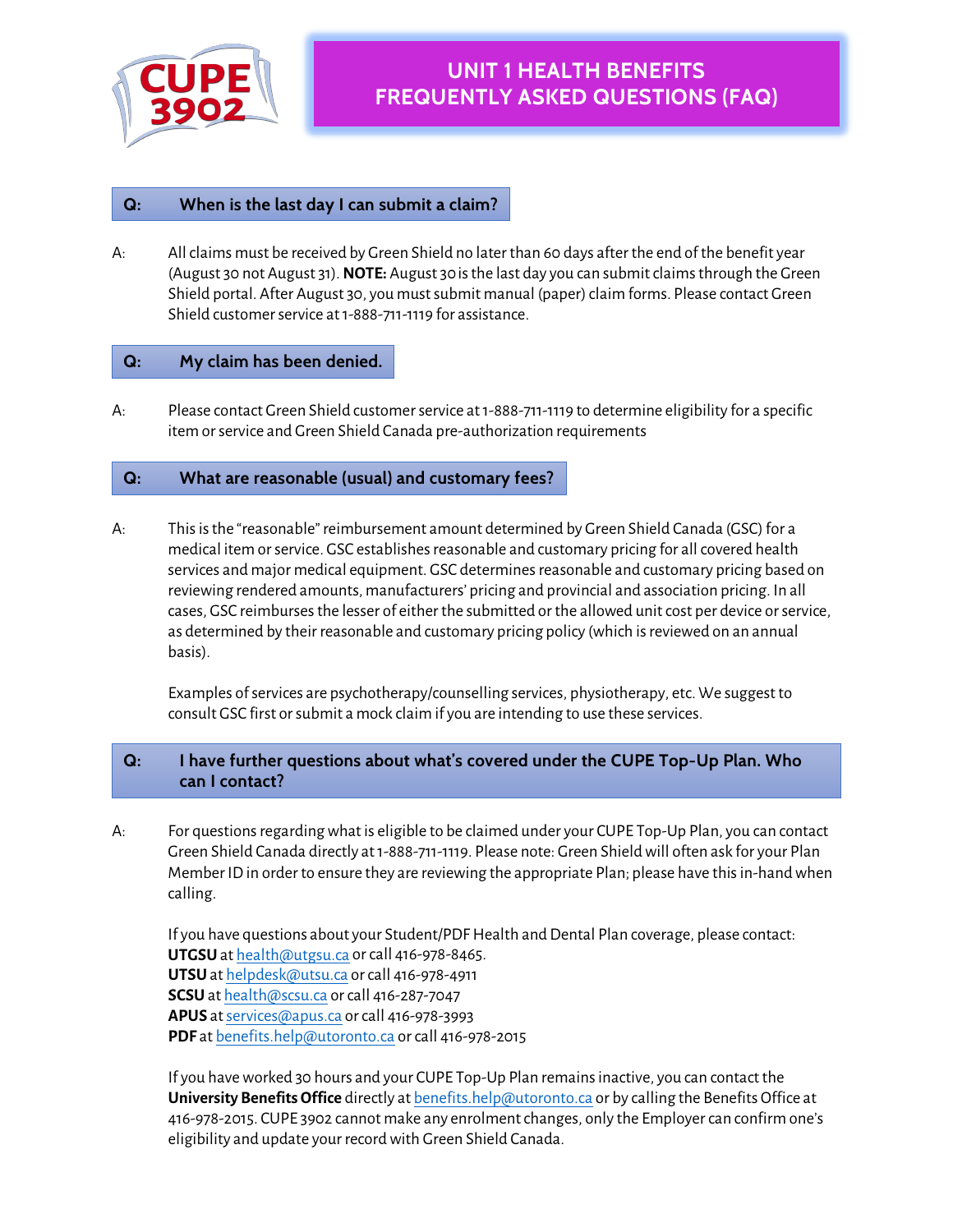# UNIT 1 HEALTH BENEFITS FREQUENTLY ASKED QUESTIONS (FAQ)

**Q: When is the last day I can submit a claim?**

A: All claims must be received by Green Shield no later than 60 days after the end of the benefit year (August 30 not August 31). **NOTE:** August 30 is the last day you can submit claims through the Green Shield portal. After August 30, you must submit manual (paper) claim forms. Please contact Green Shield customer service at 1-888-711-1119 for assistance.

**Q: My claim has been denied.**

A: Please contact Green Shield customer service at 1-888-711-1119 to determine eligibility for a specific item or service and Green Shield Canada pre-authorization requirements

**Q: What are reasonable (usual) and customary fees?**

A: This is the "reasonable" reimbursement amount determined by Green Shield Canada (GSC) for a medical item or service. GSC establishes reasonable and customary pricing for all covered health services and major medical equipment. GSC determines reasonable and customary pricing based on reviewing rendered amounts, manufacturers' pricing and provincial and association pricing. In all cases, GSC reimburses the lesser of either the submitted or the allowed unit cost per device or service, as determined by their reasonable and customary pricing policy (which is reviewed on an annual basis).

Examples of services are psychotherapy/counselling services, physiotherapy, etc. We suggest to consult GSC first or submit a mock claim if you are intending to use these services.

**Q: I have further questions about what's covered under the CUPE Top-Up Plan. Who can I contact?**

A: For questions regarding what is eligible to be claimed under your CUPE Top-Up Plan, you can contact Green Shield Canada directly at 1-888-711-1119. Please note: Green Shield will often ask for your Plan Member ID in order to ensure they are reviewing the appropriate Plan; please have this in-hand when calling.

If you have questions about your Student/PDF Health and Dental Plan coverage, please contact:
**UTGSU** at health@utgsu.ca or call 416-978-8465.
**UTSU** at helpdesk@utsu.ca or call 416-978-4911
**SCSU** at health@scsu.ca or call 416-287-7047
**APUS** at services@apus.ca or call 416-978-3993
**PDF** at benefits.help@utoronto.ca or call 416-978-2015

If you have worked 30 hours and your CUPE Top-Up Plan remains inactive, you can contact the **University Benefits Office** directly at benefits.help@utoronto.ca or by calling the Benefits Office at 416-978-2015. CUPE 3902 cannot make any enrolment changes, only the Employer can confirm one's eligibility and update your record with Green Shield Canada.